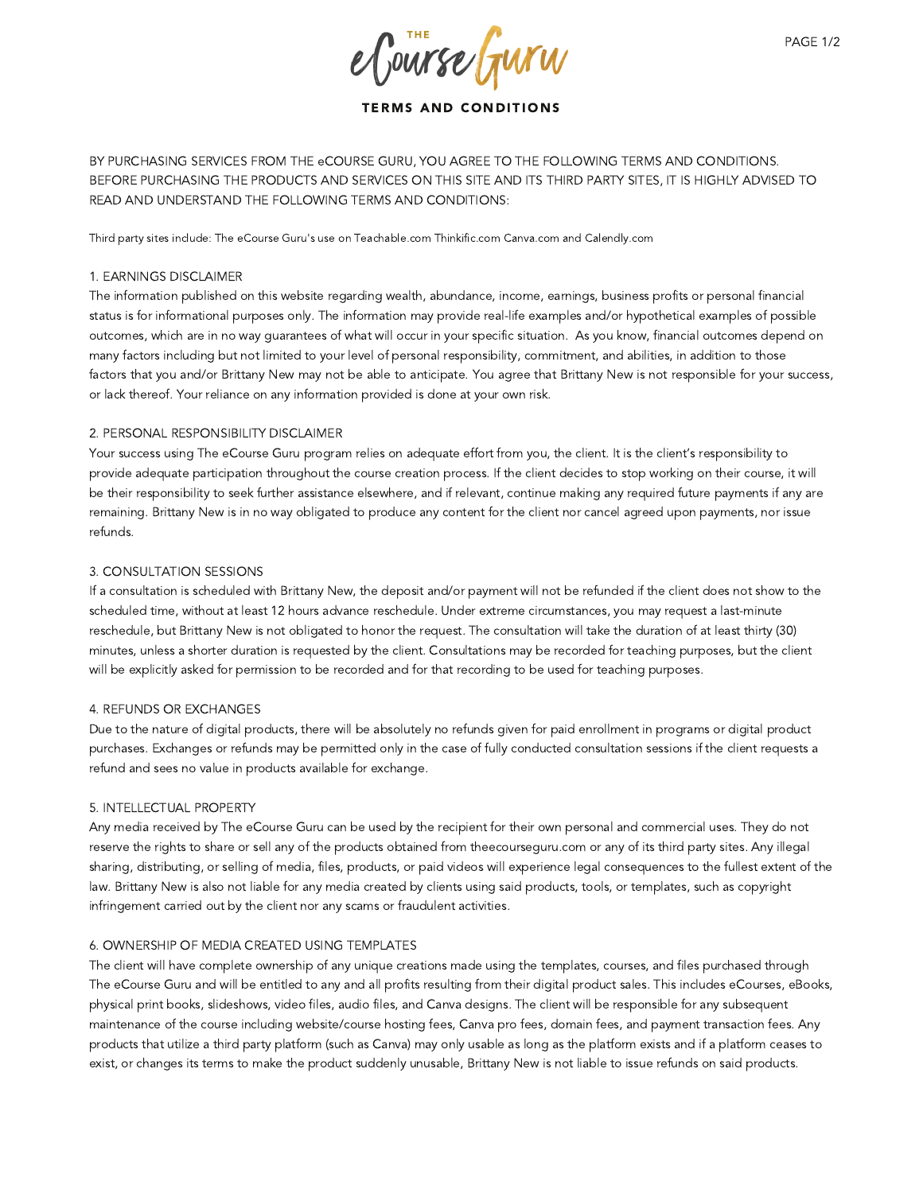# THE eCourse Guru

## TERMS AND CONDITIONS

BY PURCHASING SERVICES FROM THE eCOURSE GURU, YOU AGREE TO THE FOLLOWING TERMS AND CONDITIONS. BEFORE PURCHASING THE PRODUCTS AND SERVICES ON THIS SITE AND ITS THIRD PARTY SITES, IT IS HIGHLY ADVISED TO READ AND UNDERSTAND THE FOLLOWING TERMS AND CONDITIONS:

Third party sites include: The eCourse Guru's use on Teachable.com Thinkific.com Canva.com and Calendly.com

### 1. EARNINGS DISCLAIMER

The information published on this website regarding wealth, abundance, income, earnings, business profits or personal financial status is for informational purposes only. The information may provide real-life examples and/or hypothetical examples of possible outcomes, which are in no way guarantees of what will occur in your specific situation. As you know, financial outcomes depend on many factors including but not limited to your level of personal responsibility, commitment, and abilities, in addition to those factors that you and/or Brittany New may not be able to anticipate. You agree that Brittany New is not responsible for your success, or lack thereof. Your reliance on any information provided is done at your own risk.

### 2. PERSONAL RESPONSIBILITY DISCLAIMER

Your success using The eCourse Guru program relies on adequate effort from you, the client. It is the client's responsibility to provide adequate participation throughout the course creation process. If the client decides to stop working on their course, it will be their responsibility to seek further assistance elsewhere, and if relevant, continue making any required future payments if any are remaining. Brittany New is in no way obligated to produce any content for the client nor cancel agreed upon payments, nor issue refunds.

### 3. CONSULTATION SESSIONS

If a consultation is scheduled with Brittany New, the deposit and/or payment will not be refunded if the client does not show to the scheduled time, without at least 12 hours advance reschedule. Under extreme circumstances, you may request a last-minute reschedule, but Brittany New is not obligated to honor the request. The consultation will take the duration of at least thirty (30) minutes, unless a shorter duration is requested by the client. Consultations may be recorded for teaching purposes, but the client will be explicitly asked for permission to be recorded and for that recording to be used for teaching purposes.

### 4. REFUNDS OR EXCHANGES

Due to the nature of digital products, there will be absolutely no refunds given for paid enrollment in programs or digital product purchases. Exchanges or refunds may be permitted only in the case of fully conducted consultation sessions if the client requests a refund and sees no value in products available for exchange.

### 5. INTELLECTUAL PROPERTY

Any media received by The eCourse Guru can be used by the recipient for their own personal and commercial uses. They do not reserve the rights to share or sell any of the products obtained from theecourseguru.com or any of its third party sites. Any illegal sharing, distributing, or selling of media, files, products, or paid videos will experience legal consequences to the fullest extent of the law. Brittany New is also not liable for any media created by clients using said products, tools, or templates, such as copyright infringement carried out by the client nor any scams or fraudulent activities.

### 6. OWNERSHIP OF MEDIA CREATED USING TEMPLATES

The client will have complete ownership of any unique creations made using the templates, courses, and files purchased through The eCourse Guru and will be entitled to any and all profits resulting from their digital product sales. This includes eCourses, eBooks, physical print books, slideshows, video files, audio files, and Canva designs. The client will be responsible for any subsequent maintenance of the course including website/course hosting fees, Canva pro fees, domain fees, and payment transaction fees. Any products that utilize a third party platform (such as Canva) may only usable as long as the platform exists and if a platform ceases to exist, or changes its terms to make the product suddenly unusable, Brittany New is not liable to issue refunds on said products.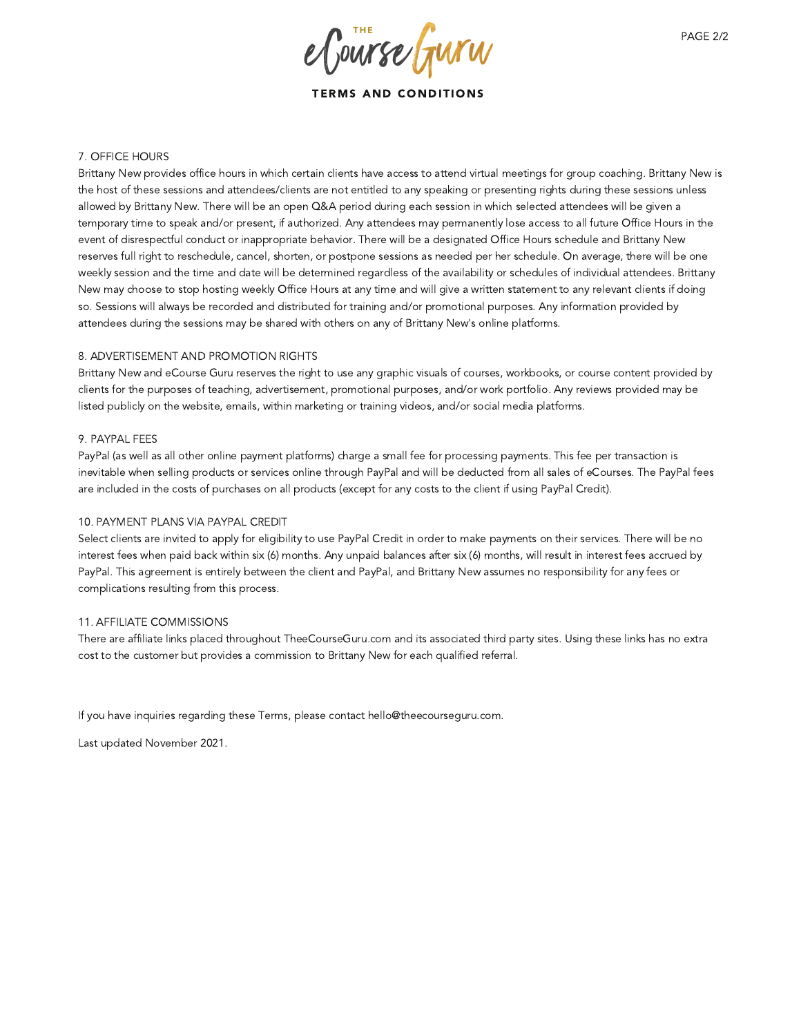7. OFFICE HOURS

Brittany New provides office hours in which certain clients have access to attend virtual meetings for group coaching. Brittany New is the host of these sessions and attendees/clients are not entitled to any speaking or presenting rights during these sessions unless allowed by Brittany New. There will be an open Q&A period during each session in which selected attendees will be given a temporary time to speak and/or present, if authorized. Any attendees may permanently lose access to all future Office Hours in the event of disrespectful conduct or inappropriate behavior. There will be a designated Office Hours schedule and Brittany New reserves full right to reschedule, cancel, shorten, or postpone sessions as needed per her schedule. On average, there will be one weekly session and the time and date will be determined regardless of the availability or schedules of individual attendees. Brittany New may choose to stop hosting weekly Office Hours at any time and will give a written statement to any relevant clients if doing so. Sessions will always be recorded and distributed for training and/or promotional purposes. Any information provided by attendees during the sessions may be shared with others on any of Brittany New's online platforms.

8. ADVERTISEMENT AND PROMOTION RIGHTS

Brittany New and eCourse Guru reserves the right to use any graphic visuals of courses, workbooks, or course content provided by clients for the purposes of teaching, advertisement, promotional purposes, and/or work portfolio. Any reviews provided may be listed publicly on the website, emails, within marketing or training videos, and/or social media platforms.

9. PAYPAL FEES

PayPal (as well as all other online payment platforms) charge a small fee for processing payments. This fee per transaction is inevitable when selling products or services online through PayPal and will be deducted from all sales of eCourses. The PayPal fees are included in the costs of purchases on all products (except for any costs to the client if using PayPal Credit).

10. PAYMENT PLANS VIA PAYPAL CREDIT

Select clients are invited to apply for eligibility to use PayPal Credit in order to make payments on their services. There will be no interest fees when paid back within six (6) months. Any unpaid balances after six (6) months, will result in interest fees accrued by PayPal. This agreement is entirely between the client and PayPal, and Brittany New assumes no responsibility for any fees or complications resulting from this process.

11. AFFILIATE COMMISSIONS

There are affiliate links placed throughout TheeCourseGuru.com and its associated third party sites. Using these links has no extra cost to the customer but provides a commission to Brittany New for each qualified referral.

If you have inquiries regarding these Terms, please contact hello@theecourseguru.com.

Last updated November 2021.